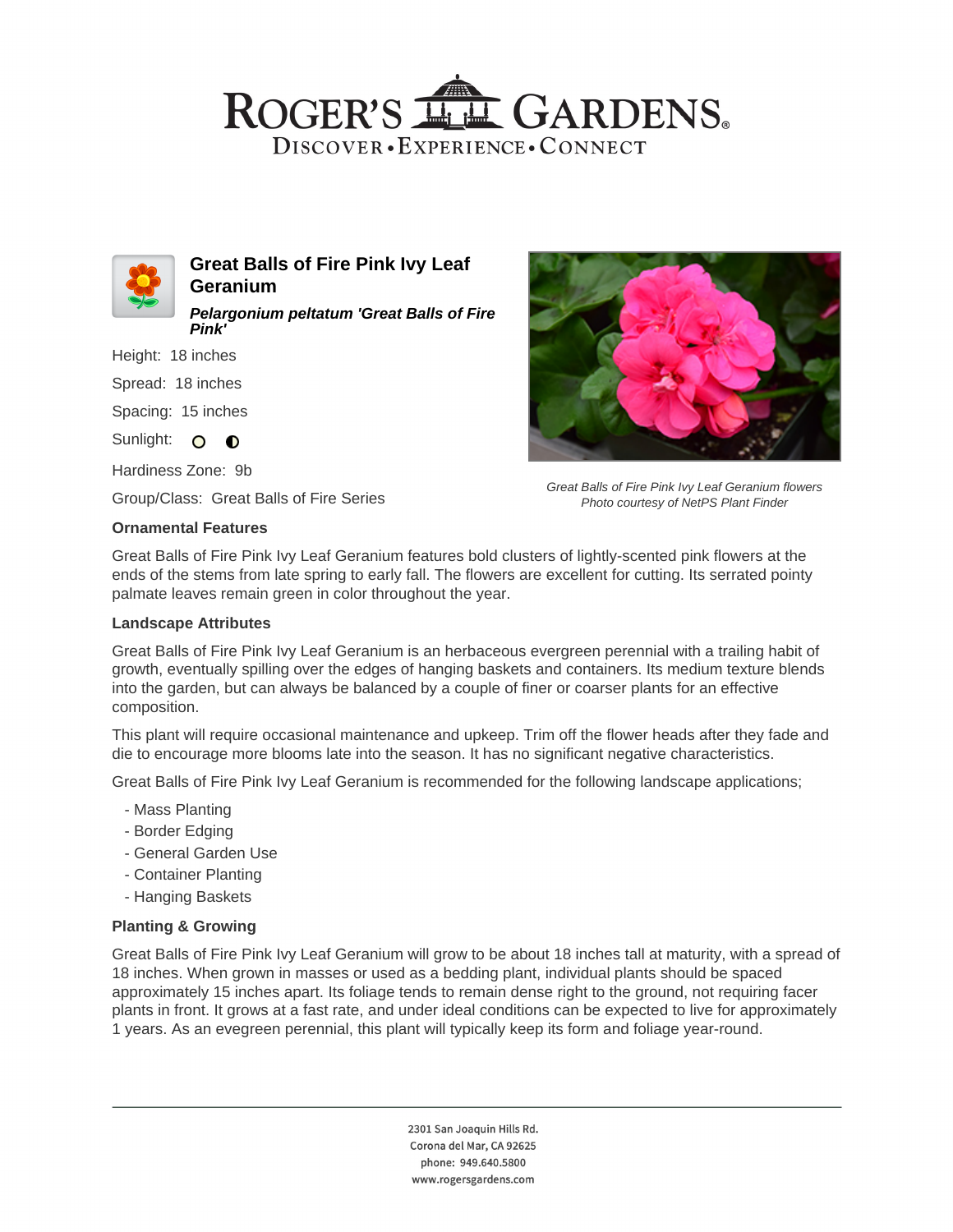# ROGER'S GARDENS

DISCOVER • EXPERIENCE • CONNECT

## Great Balls of Fire Pink Ivy Leaf Geranium

***Pelargonium peltatum 'Great Balls of Fire Pink'***

Height: 18 inches

Spread: 18 inches

Spacing: 15 inches

Sunlight:

Hardiness Zone: 9b

Group/Class: Great Balls of Fire Series

*Great Balls of Fire Pink Ivy Leaf Geranium flowers*
*Photo courtesy of NetPS Plant Finder*

### Ornamental Features

Great Balls of Fire Pink Ivy Leaf Geranium features bold clusters of lightly-scented pink flowers at the ends of the stems from late spring to early fall. The flowers are excellent for cutting. Its serrated pointy palmate leaves remain green in color throughout the year.

### Landscape Attributes

Great Balls of Fire Pink Ivy Leaf Geranium is an herbaceous evergreen perennial with a trailing habit of growth, eventually spilling over the edges of hanging baskets and containers. Its medium texture blends into the garden, but can always be balanced by a couple of finer or coarser plants for an effective composition.

This plant will require occasional maintenance and upkeep. Trim off the flower heads after they fade and die to encourage more blooms late into the season. It has no significant negative characteristics.

Great Balls of Fire Pink Ivy Leaf Geranium is recommended for the following landscape applications;

- Mass Planting
- Border Edging
- General Garden Use
- Container Planting
- Hanging Baskets

### Planting & Growing

Great Balls of Fire Pink Ivy Leaf Geranium will grow to be about 18 inches tall at maturity, with a spread of 18 inches. When grown in masses or used as a bedding plant, individual plants should be spaced approximately 15 inches apart. Its foliage tends to remain dense right to the ground, not requiring facer plants in front. It grows at a fast rate, and under ideal conditions can be expected to live for approximately 1 years. As an evegreen perennial, this plant will typically keep its form and foliage year-round.

2301 San Joaquin Hills Rd.
Corona del Mar, CA 92625
phone: 949.640.5800
www.rogersgardens.com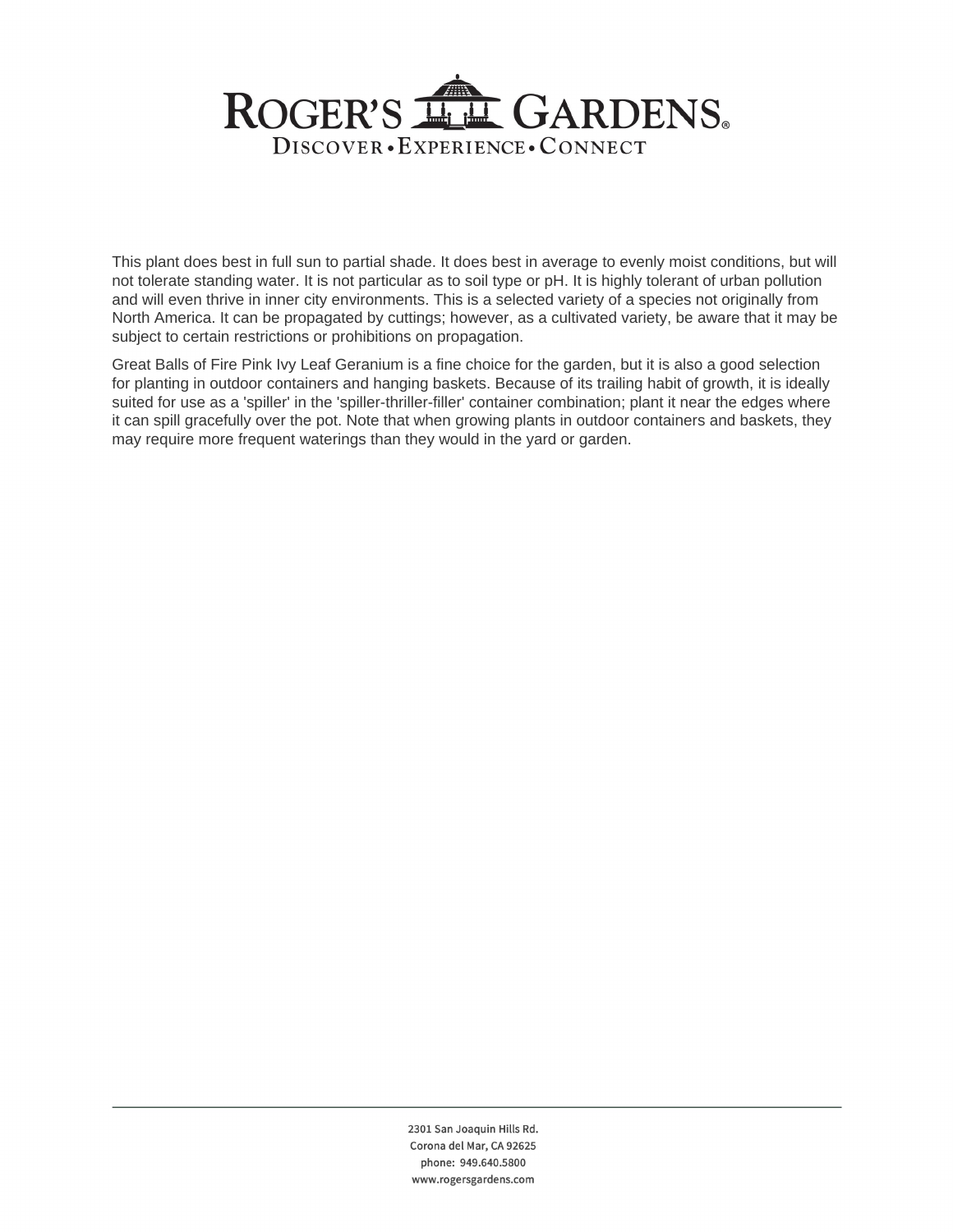This plant does best in full sun to partial shade. It does best in average to evenly moist conditions, but will not tolerate standing water. It is not particular as to soil type or pH. It is highly tolerant of urban pollution and will even thrive in inner city environments. This is a selected variety of a species not originally from North America. It can be propagated by cuttings; however, as a cultivated variety, be aware that it may be subject to certain restrictions or prohibitions on propagation.

Great Balls of Fire Pink Ivy Leaf Geranium is a fine choice for the garden, but it is also a good selection for planting in outdoor containers and hanging baskets. Because of its trailing habit of growth, it is ideally suited for use as a 'spiller' in the 'spiller-thriller-filler' container combination; plant it near the edges where it can spill gracefully over the pot. Note that when growing plants in outdoor containers and baskets, they may require more frequent waterings than they would in the yard or garden.